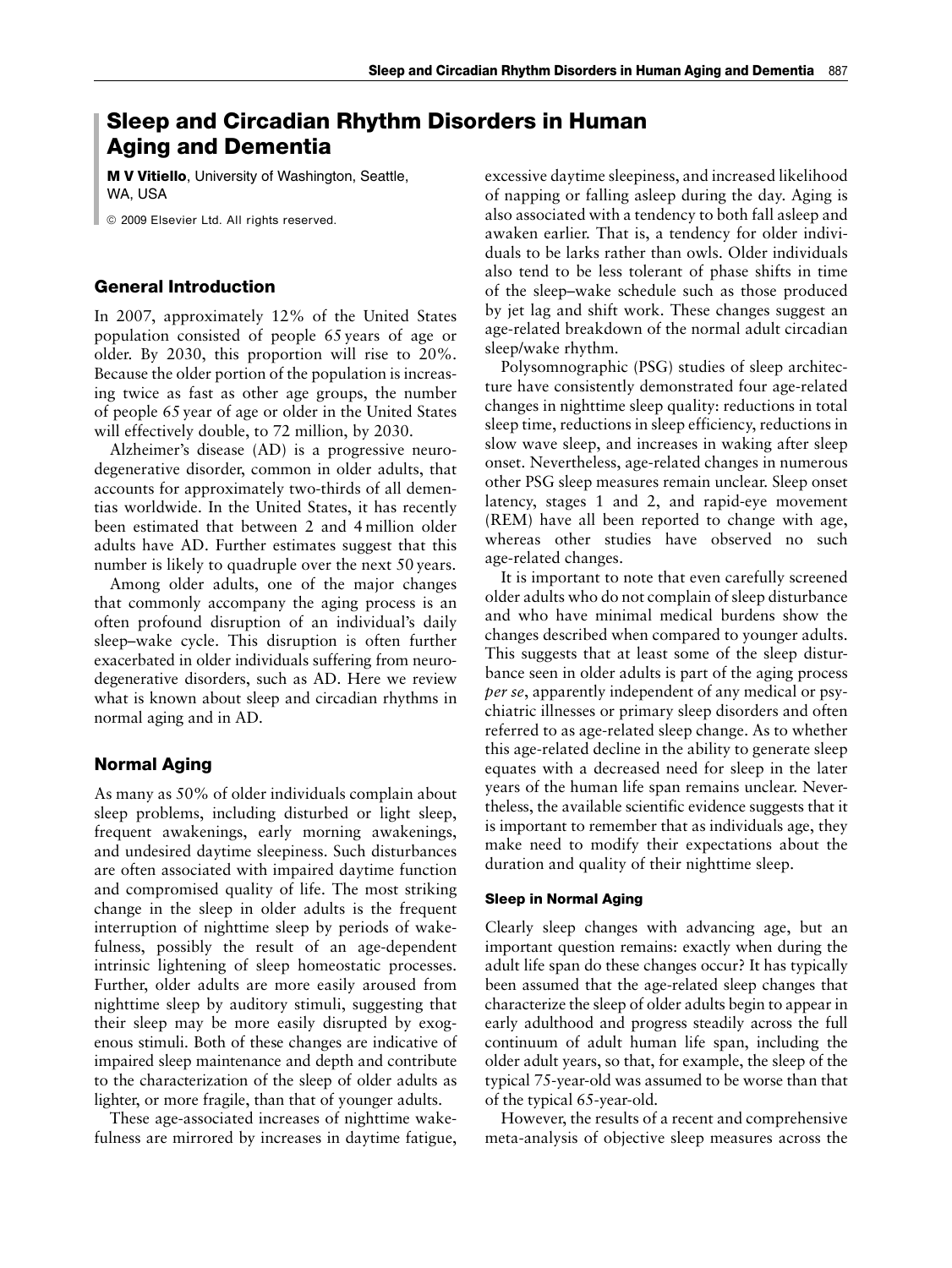# Sleep and Circadian Rhythm Disorders in Human Aging and Dementia

**M V Vitiello**, University of Washington, Seattle, WA, USA

© 2009 Elsevier Ltd. All rights reserved.

## General Introduction

In 2007, approximately 12% of the United States population consisted of people 65 years of age or older. By 2030, this proportion will rise to 20%. Because the older portion of the population is increasing twice as fast as other age groups, the number of people 65 year of age or older in the United States will effectively double, to 72 million, by 2030.

Alzheimer's disease (AD) is a progressive neurodegenerative disorder, common in older adults, that accounts for approximately two-thirds of all dementias worldwide. In the United States, it has recently been estimated that between 2 and 4 million older adults have AD. Further estimates suggest that this number is likely to quadruple over the next 50 years.

Among older adults, one of the major changes that commonly accompany the aging process is an often profound disruption of an individual's daily sleep–wake cycle. This disruption is often further exacerbated in older individuals suffering from neurodegenerative disorders, such as AD. Here we review what is known about sleep and circadian rhythms in normal aging and in AD.

## Normal Aging

As many as 50% of older individuals complain about sleep problems, including disturbed or light sleep, frequent awakenings, early morning awakenings, and undesired daytime sleepiness. Such disturbances are often associated with impaired daytime function and compromised quality of life. The most striking change in the sleep in older adults is the frequent interruption of nighttime sleep by periods of wakefulness, possibly the result of an age-dependent intrinsic lightening of sleep homeostatic processes. Further, older adults are more easily aroused from nighttime sleep by auditory stimuli, suggesting that their sleep may be more easily disrupted by exogenous stimuli. Both of these changes are indicative of impaired sleep maintenance and depth and contribute to the characterization of the sleep of older adults as lighter, or more fragile, than that of younger adults.

These age-associated increases of nighttime wakefulness are mirrored by increases in daytime fatigue, excessive daytime sleepiness, and increased likelihood of napping or falling asleep during the day. Aging is also associated with a tendency to both fall asleep and awaken earlier. That is, a tendency for older individuals to be larks rather than owls. Older individuals also tend to be less tolerant of phase shifts in time of the sleep–wake schedule such as those produced by jet lag and shift work. These changes suggest an age-related breakdown of the normal adult circadian sleep/wake rhythm.

Polysomnographic (PSG) studies of sleep architecture have consistently demonstrated four age-related changes in nighttime sleep quality: reductions in total sleep time, reductions in sleep efficiency, reductions in slow wave sleep, and increases in waking after sleep onset. Nevertheless, age-related changes in numerous other PSG sleep measures remain unclear. Sleep onset latency, stages 1 and 2, and rapid-eye movement (REM) have all been reported to change with age, whereas other studies have observed no such age-related changes.

It is important to note that even carefully screened older adults who do not complain of sleep disturbance and who have minimal medical burdens show the changes described when compared to younger adults. This suggests that at least some of the sleep disturbance seen in older adults is part of the aging process *per se*, apparently independent of any medical or psychiatric illnesses or primary sleep disorders and often referred to as age-related sleep change. As to whether this age-related decline in the ability to generate sleep equates with a decreased need for sleep in the later years of the human life span remains unclear. Nevertheless, the available scientific evidence suggests that it is important to remember that as individuals age, they make need to modify their expectations about the duration and quality of their nighttime sleep.

### Sleep in Normal Aging

Clearly sleep changes with advancing age, but an important question remains: exactly when during the adult life span do these changes occur? It has typically been assumed that the age-related sleep changes that characterize the sleep of older adults begin to appear in early adulthood and progress steadily across the full continuum of adult human life span, including the older adult years, so that, for example, the sleep of the typical 75-year-old was assumed to be worse than that of the typical 65-year-old.

However, the results of a recent and comprehensive meta-analysis of objective sleep measures across the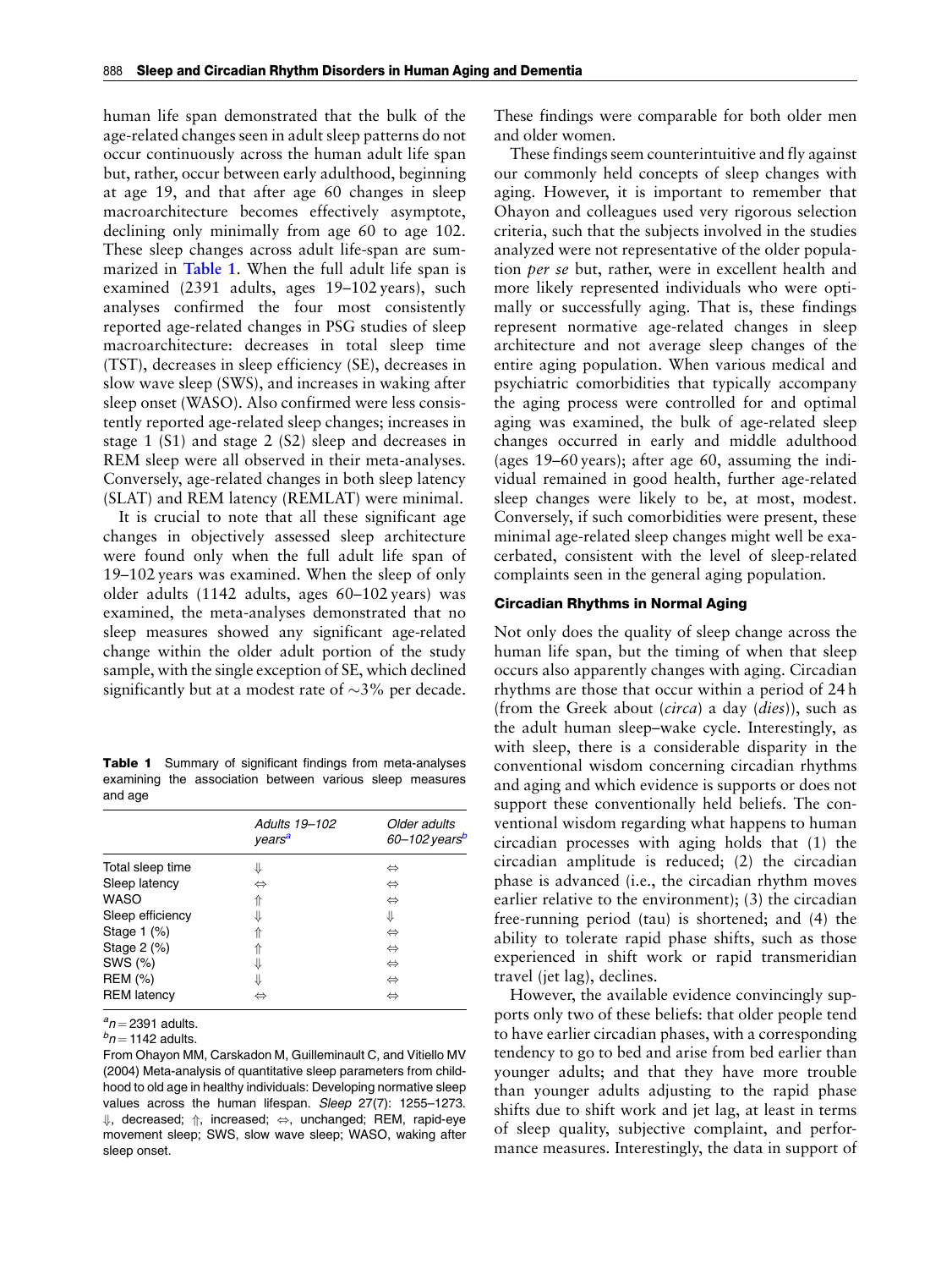human life span demonstrated that the bulk of the age-related changes seen in adult sleep patterns do not occur continuously across the human adult life span but, rather, occur between early adulthood, beginning at age 19, and that after age 60 changes in sleep macroarchitecture becomes effectively asymptote, declining only minimally from age 60 to age 102. These sleep changes across adult life-span are summarized in Table 1. When the full adult life span is examined (2391 adults, ages 19–102 years), such analyses confirmed the four most consistently reported age-related changes in PSG studies of sleep macroarchitecture: decreases in total sleep time (TST), decreases in sleep efficiency (SE), decreases in slow wave sleep (SWS), and increases in waking after sleep onset (WASO). Also confirmed were less consistently reported age-related sleep changes; increases in stage 1 (S1) and stage 2 (S2) sleep and decreases in REM sleep were all observed in their meta-analyses. Conversely, age-related changes in both sleep latency (SLAT) and REM latency (REMLAT) were minimal.

It is crucial to note that all these significant age changes in objectively assessed sleep architecture were found only when the full adult life span of 19–102 years was examined. When the sleep of only older adults (1142 adults, ages 60–102 years) was examined, the meta-analyses demonstrated that no sleep measures showed any significant age-related change within the older adult portion of the study sample, with the single exception of SE, which declined significantly but at a modest rate of ~3% per decade.

**Table 1** Summary of significant findings from meta-analyses examining the association between various sleep measures and age

| | *Adults 19–102 years*[a] | *Older adults 60–102 years*[b] |
|---|---|---|
| Total sleep time | ⇓ | ⇔ |
| Sleep latency | ⇔ | ⇔ |
| WASO | ⇑ | ⇔ |
| Sleep efficiency | ⇓ | ⇓ |
| Stage 1 (%) | ⇑ | ⇔ |
| Stage 2 (%) | ⇑ | ⇔ |
| SWS (%) | ⇓ | ⇔ |
| REM (%) | ⇓ | ⇔ |
| REM latency | ⇔ | ⇔ |

[a] $n = 2391$ adults.

[b] $n = 1142$ adults.

From Ohayon MM, Carskadon M, Guilleminault C, and Vitiello MV (2004) Meta-analysis of quantitative sleep parameters from childhood to old age in healthy individuals: Developing normative sleep values across the human lifespan. *Sleep* 27(7): 1255–1273. ⇓, decreased; ⇑, increased; ⇔, unchanged; REM, rapid-eye movement sleep; SWS, slow wave sleep; WASO, waking after sleep onset.

These findings were comparable for both older men and older women.

These findings seem counterintuitive and fly against our commonly held concepts of sleep changes with aging. However, it is important to remember that Ohayon and colleagues used very rigorous selection criteria, such that the subjects involved in the studies analyzed were not representative of the older population *per se* but, rather, were in excellent health and more likely represented individuals who were optimally or successfully aging. That is, these findings represent normative age-related changes in sleep architecture and not average sleep changes of the entire aging population. When various medical and psychiatric comorbidities that typically accompany the aging process were controlled for and optimal aging was examined, the bulk of age-related sleep changes occurred in early and middle adulthood (ages 19–60 years); after age 60, assuming the individual remained in good health, further age-related sleep changes were likely to be, at most, modest. Conversely, if such comorbidities were present, these minimal age-related sleep changes might well be exacerbated, consistent with the level of sleep-related complaints seen in the general aging population.

### Circadian Rhythms in Normal Aging

Not only does the quality of sleep change across the human life span, but the timing of when that sleep occurs also apparently changes with aging. Circadian rhythms are those that occur within a period of 24 h (from the Greek about (*circa*) a day (*dies*)), such as the adult human sleep–wake cycle. Interestingly, as with sleep, there is a considerable disparity in the conventional wisdom concerning circadian rhythms and aging and which evidence is supports or does not support these conventionally held beliefs. The conventional wisdom regarding what happens to human circadian processes with aging holds that (1) the circadian amplitude is reduced; (2) the circadian phase is advanced (i.e., the circadian rhythm moves earlier relative to the environment); (3) the circadian free-running period (tau) is shortened; and (4) the ability to tolerate rapid phase shifts, such as those experienced in shift work or rapid transmeridian travel (jet lag), declines.

However, the available evidence convincingly supports only two of these beliefs: that older people tend to have earlier circadian phases, with a corresponding tendency to go to bed and arise from bed earlier than younger adults; and that they have more trouble than younger adults adjusting to the rapid phase shifts due to shift work and jet lag, at least in terms of sleep quality, subjective complaint, and performance measures. Interestingly, the data in support of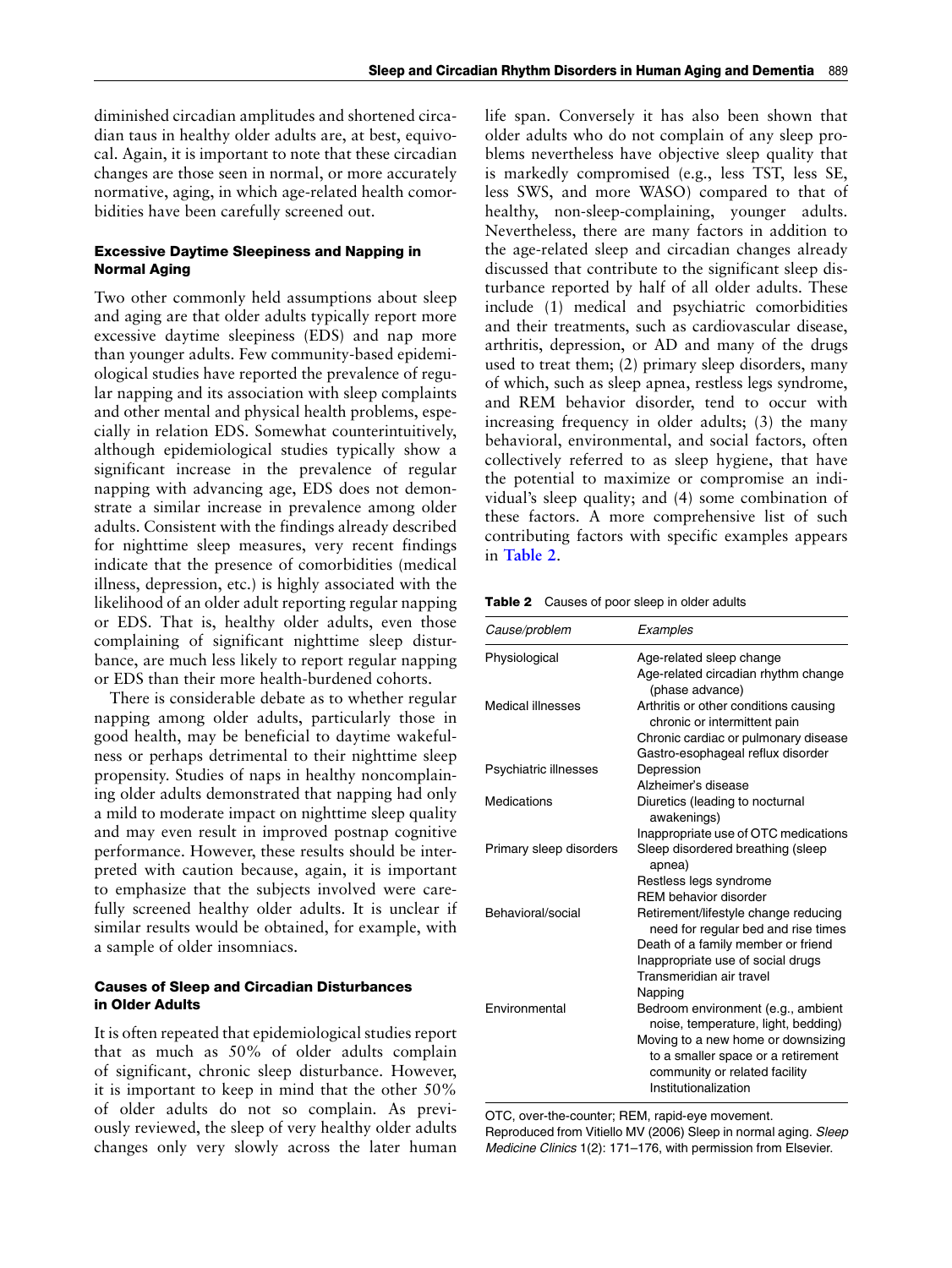diminished circadian amplitudes and shortened circadian taus in healthy older adults are, at best, equivocal. Again, it is important to note that these circadian changes are those seen in normal, or more accurately normative, aging, in which age-related health comorbidities have been carefully screened out.

### Excessive Daytime Sleepiness and Napping in Normal Aging

Two other commonly held assumptions about sleep and aging are that older adults typically report more excessive daytime sleepiness (EDS) and nap more than younger adults. Few community-based epidemiological studies have reported the prevalence of regular napping and its association with sleep complaints and other mental and physical health problems, especially in relation EDS. Somewhat counterintuitively, although epidemiological studies typically show a significant increase in the prevalence of regular napping with advancing age, EDS does not demonstrate a similar increase in prevalence among older adults. Consistent with the findings already described for nighttime sleep measures, very recent findings indicate that the presence of comorbidities (medical illness, depression, etc.) is highly associated with the likelihood of an older adult reporting regular napping or EDS. That is, healthy older adults, even those complaining of significant nighttime sleep disturbance, are much less likely to report regular napping or EDS than their more health-burdened cohorts.

There is considerable debate as to whether regular napping among older adults, particularly those in good health, may be beneficial to daytime wakefulness or perhaps detrimental to their nighttime sleep propensity. Studies of naps in healthy noncomplaining older adults demonstrated that napping had only a mild to moderate impact on nighttime sleep quality and may even result in improved postnap cognitive performance. However, these results should be interpreted with caution because, again, it is important to emphasize that the subjects involved were carefully screened healthy older adults. It is unclear if similar results would be obtained, for example, with a sample of older insomniacs.

### Causes of Sleep and Circadian Disturbances in Older Adults

It is often repeated that epidemiological studies report that as much as 50% of older adults complain of significant, chronic sleep disturbance. However, it is important to keep in mind that the other 50% of older adults do not so complain. As previously reviewed, the sleep of very healthy older adults changes only very slowly across the later human life span. Conversely it has also been shown that older adults who do not complain of any sleep problems nevertheless have objective sleep quality that is markedly compromised (e.g., less TST, less SE, less SWS, and more WASO) compared to that of healthy, non-sleep-complaining, younger adults. Nevertheless, there are many factors in addition to the age-related sleep and circadian changes already discussed that contribute to the significant sleep disturbance reported by half of all older adults. These include (1) medical and psychiatric comorbidities and their treatments, such as cardiovascular disease, arthritis, depression, or AD and many of the drugs used to treat them; (2) primary sleep disorders, many of which, such as sleep apnea, restless legs syndrome, and REM behavior disorder, tend to occur with increasing frequency in older adults; (3) the many behavioral, environmental, and social factors, often collectively referred to as sleep hygiene, that have the potential to maximize or compromise an individual's sleep quality; and (4) some combination of these factors. A more comprehensive list of such contributing factors with specific examples appears in Table 2.

**Table 2** Causes of poor sleep in older adults

| *Cause/problem* | *Examples* |
|---|---|
| Physiological | Age-related sleep change<br>Age-related circadian rhythm change (phase advance) |
| Medical illnesses | Arthritis or other conditions causing chronic or intermittent pain<br>Chronic cardiac or pulmonary disease<br>Gastro-esophageal reflux disorder |
| Psychiatric illnesses | Depression<br>Alzheimer's disease |
| Medications | Diuretics (leading to nocturnal awakenings)<br>Inappropriate use of OTC medications |
| Primary sleep disorders | Sleep disordered breathing (sleep apnea)<br>Restless legs syndrome<br>REM behavior disorder |
| Behavioral/social | Retirement/lifestyle change reducing need for regular bed and rise times<br>Death of a family member or friend<br>Inappropriate use of social drugs<br>Transmeridian air travel<br>Napping |
| Environmental | Bedroom environment (e.g., ambient noise, temperature, light, bedding)<br>Moving to a new home or downsizing to a smaller space or a retirement community or related facility<br>Institutionalization |

OTC, over-the-counter; REM, rapid-eye movement.
Reproduced from Vitiello MV (2006) Sleep in normal aging. *Sleep Medicine Clinics* 1(2): 171–176, with permission from Elsevier.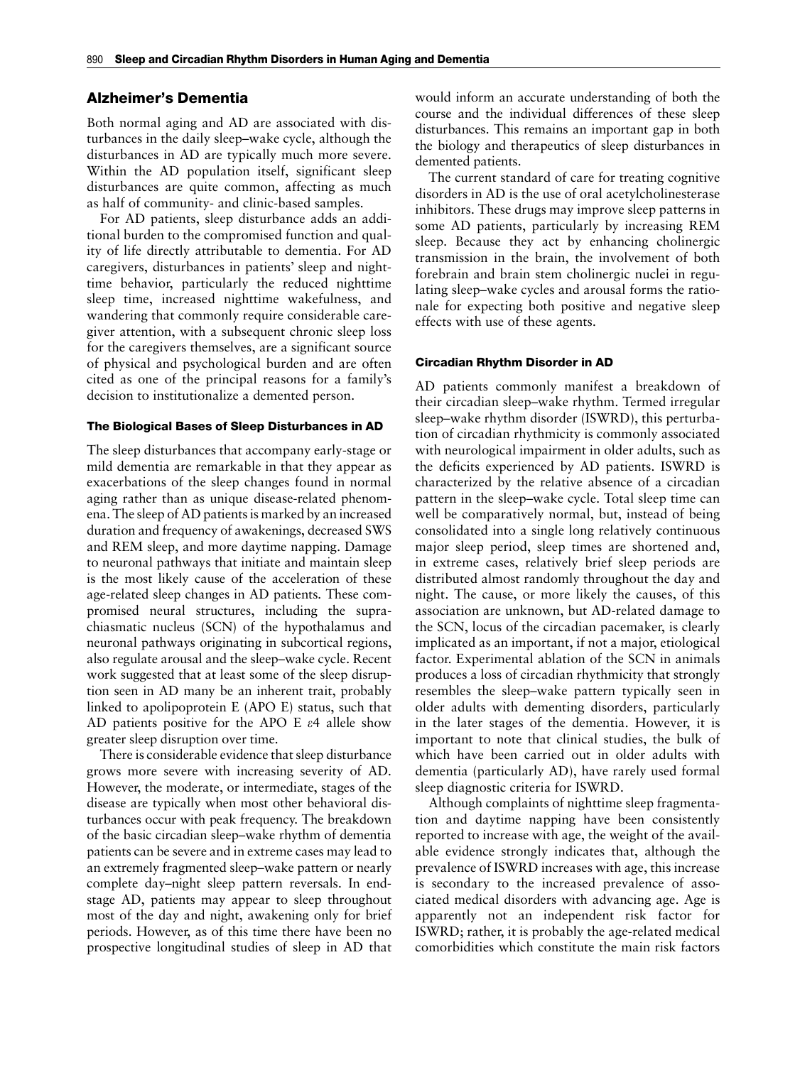## Alzheimer's Dementia

Both normal aging and AD are associated with disturbances in the daily sleep–wake cycle, although the disturbances in AD are typically much more severe. Within the AD population itself, significant sleep disturbances are quite common, affecting as much as half of community- and clinic-based samples.

For AD patients, sleep disturbance adds an additional burden to the compromised function and quality of life directly attributable to dementia. For AD caregivers, disturbances in patients' sleep and nighttime behavior, particularly the reduced nighttime sleep time, increased nighttime wakefulness, and wandering that commonly require considerable caregiver attention, with a subsequent chronic sleep loss for the caregivers themselves, are a significant source of physical and psychological burden and are often cited as one of the principal reasons for a family's decision to institutionalize a demented person.

### The Biological Bases of Sleep Disturbances in AD

The sleep disturbances that accompany early-stage or mild dementia are remarkable in that they appear as exacerbations of the sleep changes found in normal aging rather than as unique disease-related phenomena. The sleep of AD patients is marked by an increased duration and frequency of awakenings, decreased SWS and REM sleep, and more daytime napping. Damage to neuronal pathways that initiate and maintain sleep is the most likely cause of the acceleration of these age-related sleep changes in AD patients. These compromised neural structures, including the suprachiasmatic nucleus (SCN) of the hypothalamus and neuronal pathways originating in subcortical regions, also regulate arousal and the sleep–wake cycle. Recent work suggested that at least some of the sleep disruption seen in AD many be an inherent trait, probably linked to apolipoprotein E (APO E) status, such that AD patients positive for the APO E $\varepsilon 4$ allele show greater sleep disruption over time.

There is considerable evidence that sleep disturbance grows more severe with increasing severity of AD. However, the moderate, or intermediate, stages of the disease are typically when most other behavioral disturbances occur with peak frequency. The breakdown of the basic circadian sleep–wake rhythm of dementia patients can be severe and in extreme cases may lead to an extremely fragmented sleep–wake pattern or nearly complete day–night sleep pattern reversals. In end-stage AD, patients may appear to sleep throughout most of the day and night, awakening only for brief periods. However, as of this time there have been no prospective longitudinal studies of sleep in AD that would inform an accurate understanding of both the course and the individual differences of these sleep disturbances. This remains an important gap in both the biology and therapeutics of sleep disturbances in demented patients.

The current standard of care for treating cognitive disorders in AD is the use of oral acetylcholinesterase inhibitors. These drugs may improve sleep patterns in some AD patients, particularly by increasing REM sleep. Because they act by enhancing cholinergic transmission in the brain, the involvement of both forebrain and brain stem cholinergic nuclei in regulating sleep–wake cycles and arousal forms the rationale for expecting both positive and negative sleep effects with use of these agents.

### Circadian Rhythm Disorder in AD

AD patients commonly manifest a breakdown of their circadian sleep–wake rhythm. Termed irregular sleep–wake rhythm disorder (ISWRD), this perturbation of circadian rhythmicity is commonly associated with neurological impairment in older adults, such as the deficits experienced by AD patients. ISWRD is characterized by the relative absence of a circadian pattern in the sleep–wake cycle. Total sleep time can well be comparatively normal, but, instead of being consolidated into a single long relatively continuous major sleep period, sleep times are shortened and, in extreme cases, relatively brief sleep periods are distributed almost randomly throughout the day and night. The cause, or more likely the causes, of this association are unknown, but AD-related damage to the SCN, locus of the circadian pacemaker, is clearly implicated as an important, if not a major, etiological factor. Experimental ablation of the SCN in animals produces a loss of circadian rhythmicity that strongly resembles the sleep–wake pattern typically seen in older adults with dementing disorders, particularly in the later stages of the dementia. However, it is important to note that clinical studies, the bulk of which have been carried out in older adults with dementia (particularly AD), have rarely used formal sleep diagnostic criteria for ISWRD.

Although complaints of nighttime sleep fragmentation and daytime napping have been consistently reported to increase with age, the weight of the available evidence strongly indicates that, although the prevalence of ISWRD increases with age, this increase is secondary to the increased prevalence of associated medical disorders with advancing age. Age is apparently not an independent risk factor for ISWRD; rather, it is probably the age-related medical comorbidities which constitute the main risk factors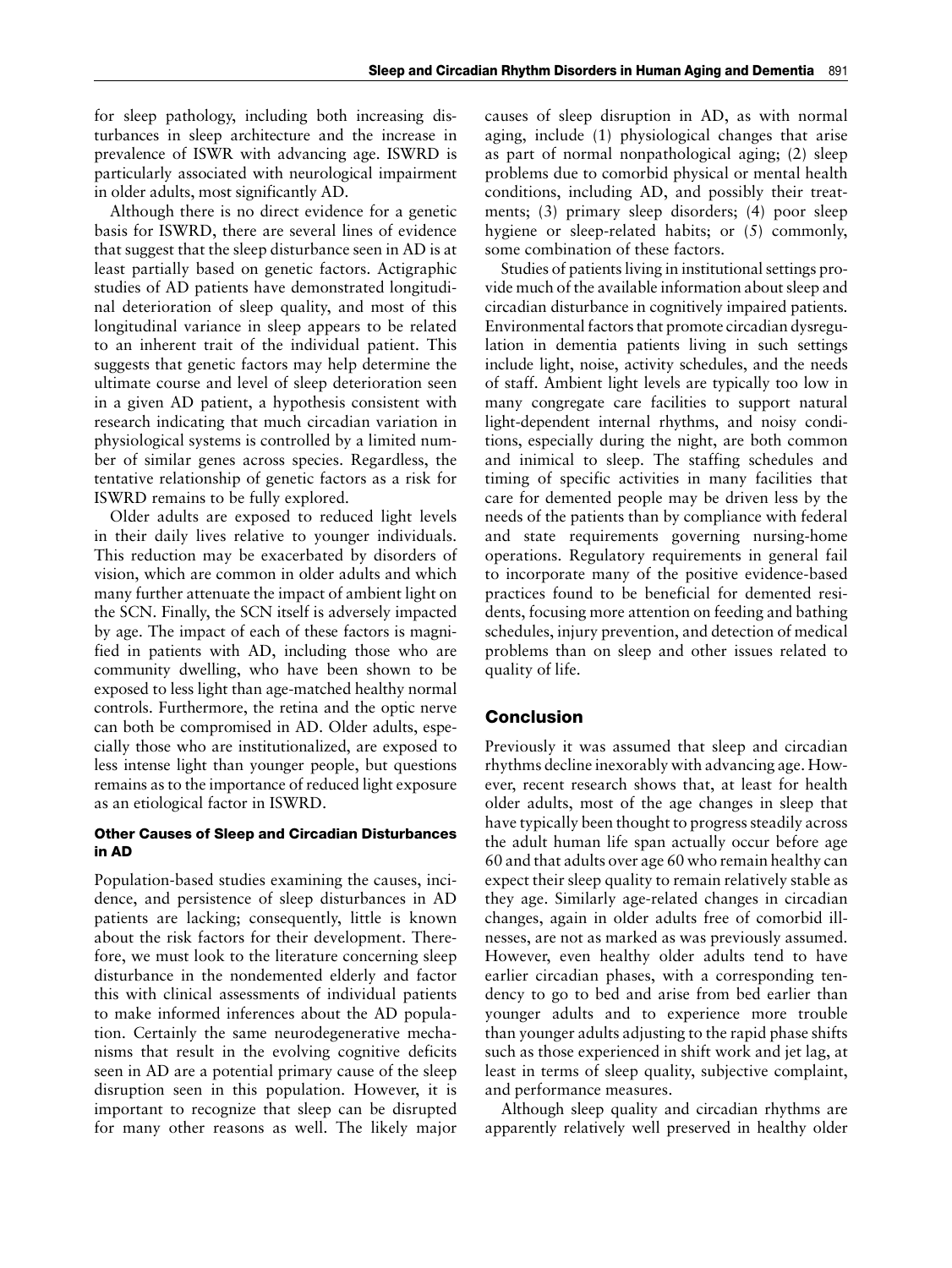for sleep pathology, including both increasing disturbances in sleep architecture and the increase in prevalence of ISWR with advancing age. ISWRD is particularly associated with neurological impairment in older adults, most significantly AD.

Although there is no direct evidence for a genetic basis for ISWRD, there are several lines of evidence that suggest that the sleep disturbance seen in AD is at least partially based on genetic factors. Actigraphic studies of AD patients have demonstrated longitudinal deterioration of sleep quality, and most of this longitudinal variance in sleep appears to be related to an inherent trait of the individual patient. This suggests that genetic factors may help determine the ultimate course and level of sleep deterioration seen in a given AD patient, a hypothesis consistent with research indicating that much circadian variation in physiological systems is controlled by a limited number of similar genes across species. Regardless, the tentative relationship of genetic factors as a risk for ISWRD remains to be fully explored.

Older adults are exposed to reduced light levels in their daily lives relative to younger individuals. This reduction may be exacerbated by disorders of vision, which are common in older adults and which many further attenuate the impact of ambient light on the SCN. Finally, the SCN itself is adversely impacted by age. The impact of each of these factors is magnified in patients with AD, including those who are community dwelling, who have been shown to be exposed to less light than age-matched healthy normal controls. Furthermore, the retina and the optic nerve can both be compromised in AD. Older adults, especially those who are institutionalized, are exposed to less intense light than younger people, but questions remains as to the importance of reduced light exposure as an etiological factor in ISWRD.

### Other Causes of Sleep and Circadian Disturbances in AD

Population-based studies examining the causes, incidence, and persistence of sleep disturbances in AD patients are lacking; consequently, little is known about the risk factors for their development. Therefore, we must look to the literature concerning sleep disturbance in the nondemented elderly and factor this with clinical assessments of individual patients to make informed inferences about the AD population. Certainly the same neurodegenerative mechanisms that result in the evolving cognitive deficits seen in AD are a potential primary cause of the sleep disruption seen in this population. However, it is important to recognize that sleep can be disrupted for many other reasons as well. The likely major causes of sleep disruption in AD, as with normal aging, include (1) physiological changes that arise as part of normal nonpathological aging; (2) sleep problems due to comorbid physical or mental health conditions, including AD, and possibly their treatments; (3) primary sleep disorders; (4) poor sleep hygiene or sleep-related habits; or (5) commonly, some combination of these factors.

Studies of patients living in institutional settings provide much of the available information about sleep and circadian disturbance in cognitively impaired patients. Environmental factors that promote circadian dysregulation in dementia patients living in such settings include light, noise, activity schedules, and the needs of staff. Ambient light levels are typically too low in many congregate care facilities to support natural light-dependent internal rhythms, and noisy conditions, especially during the night, are both common and inimical to sleep. The staffing schedules and timing of specific activities in many facilities that care for demented people may be driven less by the needs of the patients than by compliance with federal and state requirements governing nursing-home operations. Regulatory requirements in general fail to incorporate many of the positive evidence-based practices found to be beneficial for demented residents, focusing more attention on feeding and bathing schedules, injury prevention, and detection of medical problems than on sleep and other issues related to quality of life.

## Conclusion

Previously it was assumed that sleep and circadian rhythms decline inexorably with advancing age. However, recent research shows that, at least for health older adults, most of the age changes in sleep that have typically been thought to progress steadily across the adult human life span actually occur before age 60 and that adults over age 60 who remain healthy can expect their sleep quality to remain relatively stable as they age. Similarly age-related changes in circadian changes, again in older adults free of comorbid illnesses, are not as marked as was previously assumed. However, even healthy older adults tend to have earlier circadian phases, with a corresponding tendency to go to bed and arise from bed earlier than younger adults and to experience more trouble than younger adults adjusting to the rapid phase shifts such as those experienced in shift work and jet lag, at least in terms of sleep quality, subjective complaint, and performance measures.

Although sleep quality and circadian rhythms are apparently relatively well preserved in healthy older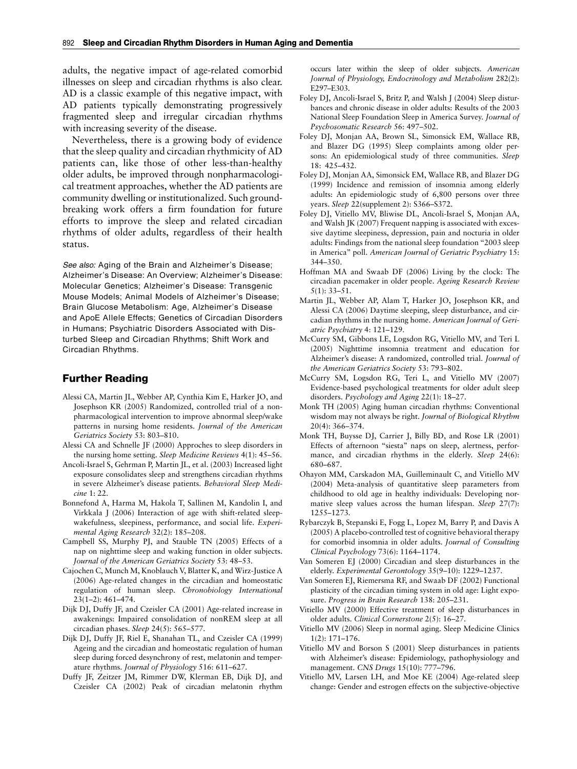adults, the negative impact of age-related comorbid illnesses on sleep and circadian rhythms is also clear. AD is a classic example of this negative impact, with AD patients typically demonstrating progressively fragmented sleep and irregular circadian rhythms with increasing severity of the disease.

Nevertheless, there is a growing body of evidence that the sleep quality and circadian rhythmicity of AD patients can, like those of other less-than-healthy older adults, be improved through nonpharmacological treatment approaches, whether the AD patients are community dwelling or institutionalized. Such groundbreaking work offers a firm foundation for future efforts to improve the sleep and related circadian rhythms of older adults, regardless of their health status.

*See also:* Aging of the Brain and Alzheimer's Disease; Alzheimer's Disease: An Overview; Alzheimer's Disease: Molecular Genetics; Alzheimer's Disease: Transgenic Mouse Models; Animal Models of Alzheimer's Disease; Brain Glucose Metabolism: Age, Alzheimer's Disease and ApoE Allele Effects; Genetics of Circadian Disorders in Humans; Psychiatric Disorders Associated with Disturbed Sleep and Circadian Rhythms; Shift Work and Circadian Rhythms.

## Further Reading

- Alessi CA, Martin JL, Webber AP, Cynthia Kim E, Harker JO, and Josephson KR (2005) Randomized, controlled trial of a nonpharmacological intervention to improve abnormal sleep/wake patterns in nursing home residents. *Journal of the American Geriatrics Society* 53: 803–810.
- Alessi CA and Schnelle JF (2000) Approches to sleep disorders in the nursing home setting. *Sleep Medicine Reviews* 4(1): 45–56.
- Ancoli-Israel S, Gehrman P, Martin JL, et al. (2003) Increased light exposure consolidates sleep and strengthens circadian rhythms in severe Alzheimer's disease patients. *Behavioral Sleep Medicine* 1: 22.
- Bonnefond A, Harma M, Hakola T, Sallinen M, Kandolin I, and Virkkala J (2006) Interaction of age with shift-related sleep-wakefulness, sleepiness, performance, and social life. *Experimental Aging Research* 32(2): 185–208.
- Campbell SS, Murphy PJ, and Stauble TN (2005) Effects of a nap on nighttime sleep and waking function in older subjects. *Journal of the American Geriatrics Society* 53: 48–53.
- Cajochen C, Munch M, Knoblauch V, Blatter K, and Wirz-Justice A (2006) Age-related changes in the circadian and homeostatic regulation of human sleep. *Chronobiology International* 23(1–2): 461–474.
- Dijk DJ, Duffy JF, and Czeisler CA (2001) Age-related increase in awakenings: Impaired consolidation of nonREM sleep at all circadian phases. *Sleep* 24(5): 565–577.
- Dijk DJ, Duffy JF, Riel E, Shanahan TL, and Czeisler CA (1999) Ageing and the circadian and homeostatic regulation of human sleep during forced desynchrony of rest, melatonin and temperature rhythms. *Journal of Physiology* 516: 611–627.
- Duffy JF, Zeitzer JM, Rimmer DW, Klerman EB, Dijk DJ, and Czeisler CA (2002) Peak of circadian melatonin rhythm occurs later within the sleep of older subjects. *American Journal of Physiology, Endocrinology and Metabolism* 282(2): E297–E303.
- Foley DJ, Ancoli-Israel S, Britz P, and Walsh J (2004) Sleep disturbances and chronic disease in older adults: Results of the 2003 National Sleep Foundation Sleep in America Survey. *Journal of Psychosomatic Research* 56: 497–502.
- Foley DJ, Monjan AA, Brown SL, Simonsick EM, Wallace RB, and Blazer DG (1995) Sleep complaints among older persons: An epidemiological study of three communities. *Sleep* 18: 425–432.
- Foley DJ, Monjan AA, Simonsick EM, Wallace RB, and Blazer DG (1999) Incidence and remission of insomnia among elderly adults: An epidemiologic study of 6,800 persons over three years. *Sleep* 22(supplement 2): S366–S372.
- Foley DJ, Vitiello MV, Bliwise DL, Ancoli-Israel S, Monjan AA, and Walsh JK (2007) Frequent napping is associated with excessive daytime sleepiness, depression, pain and nocturia in older adults: Findings from the national sleep foundation "2003 sleep in America" poll. *American Journal of Geriatric Psychiatry* 15: 344–350.
- Hoffman MA and Swaab DF (2006) Living by the clock: The circadian pacemaker in older people. *Ageing Research Review* 5(1): 33–51.
- Martin JL, Webber AP, Alam T, Harker JO, Josephson KR, and Alessi CA (2006) Daytime sleeping, sleep disturbance, and circadian rhythms in the nursing home. *American Journal of Geriatric Psychiatry* 4: 121–129.
- McCurry SM, Gibbons LE, Logsdon RG, Vitiello MV, and Teri L (2005) Nighttime insomnia treatment and education for Alzheimer's disease: A randomized, controlled trial. *Journal of the American Geriatrics Society* 53: 793–802.
- McCurry SM, Logsdon RG, Teri L, and Vitiello MV (2007) Evidence-based psychological treatments for older adult sleep disorders. *Psychology and Aging* 22(1): 18–27.
- Monk TH (2005) Aging human circadian rhythms: Conventional wisdom may not always be right. *Journal of Biological Rhythm* 20(4): 366–374.
- Monk TH, Buysse DJ, Carrier J, Billy BD, and Rose LR (2001) Effects of afternoon "siesta" naps on sleep, alertness, performance, and circadian rhythms in the elderly. *Sleep* 24(6): 680–687.
- Ohayon MM, Carskadon MA, Guilleminault C, and Vitiello MV (2004) Meta-analysis of quantitative sleep parameters from childhood to old age in healthy individuals: Developing normative sleep values across the human lifespan. *Sleep* 27(7): 1255–1273.
- Rybarczyk B, Stepanski E, Fogg L, Lopez M, Barry P, and Davis A (2005) A placebo-controlled test of cognitive behavioral therapy for comorbid insomnia in older adults. *Journal of Consulting Clinical Psychology* 73(6): 1164–1174.
- Van Someren EJ (2000) Circadian and sleep disturbances in the elderly. *Experimental Gerontology* 35(9–10): 1229–1237.
- Van Someren EJ, Riemersma RF, and Swaab DF (2002) Functional plasticity of the circadian timing system in old age: Light exposure. *Progress in Brain Research* 138: 205–231.
- Vitiello MV (2000) Effective treatment of sleep disturbances in older adults. *Clinical Cornerstone* 2(5): 16–27.
- Vitiello MV (2006) Sleep in normal aging. Sleep Medicine Clinics 1(2): 171–176.
- Vitiello MV and Borson S (2001) Sleep disturbances in patients with Alzheimer's disease: Epidemiology, pathophysiology and management. *CNS Drugs* 15(10): 777–796.
- Vitiello MV, Larsen LH, and Moe KE (2004) Age-related sleep change: Gender and estrogen effects on the subjective-objective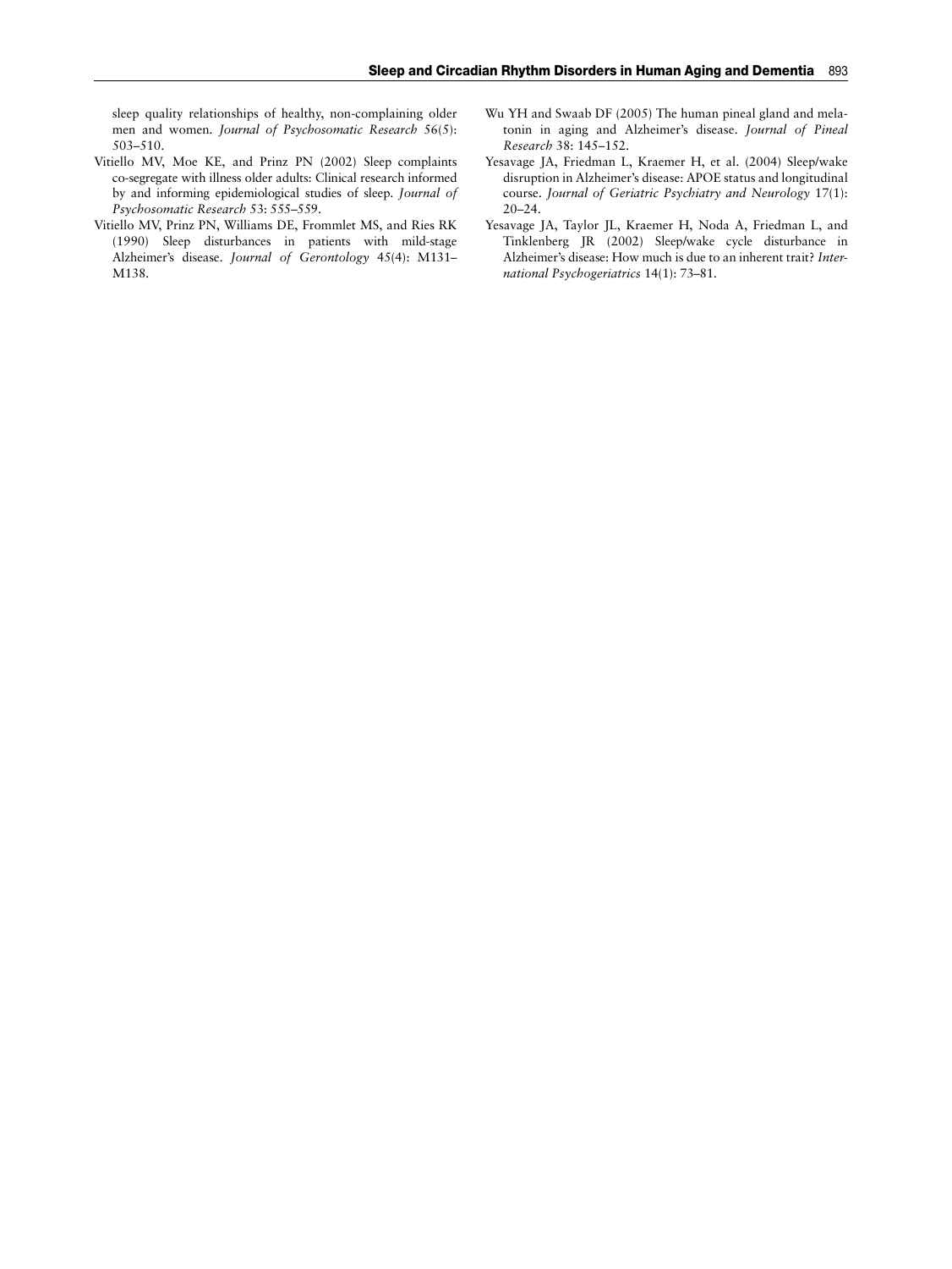sleep quality relationships of healthy, non-complaining older men and women. *Journal of Psychosomatic Research* 56(5): 503–510.

Vitiello MV, Moe KE, and Prinz PN (2002) Sleep complaints co-segregate with illness older adults: Clinical research informed by and informing epidemiological studies of sleep. *Journal of Psychosomatic Research* 53: 555–559.

Vitiello MV, Prinz PN, Williams DE, Frommlet MS, and Ries RK (1990) Sleep disturbances in patients with mild-stage Alzheimer's disease. *Journal of Gerontology* 45(4): M131–M138.

Wu YH and Swaab DF (2005) The human pineal gland and melatonin in aging and Alzheimer's disease. *Journal of Pineal Research* 38: 145–152.

Yesavage JA, Friedman L, Kraemer H, et al. (2004) Sleep/wake disruption in Alzheimer's disease: APOE status and longitudinal course. *Journal of Geriatric Psychiatry and Neurology* 17(1): 20–24.

Yesavage JA, Taylor JL, Kraemer H, Noda A, Friedman L, and Tinklenberg JR (2002) Sleep/wake cycle disturbance in Alzheimer's disease: How much is due to an inherent trait? *International Psychogeriatrics* 14(1): 73–81.